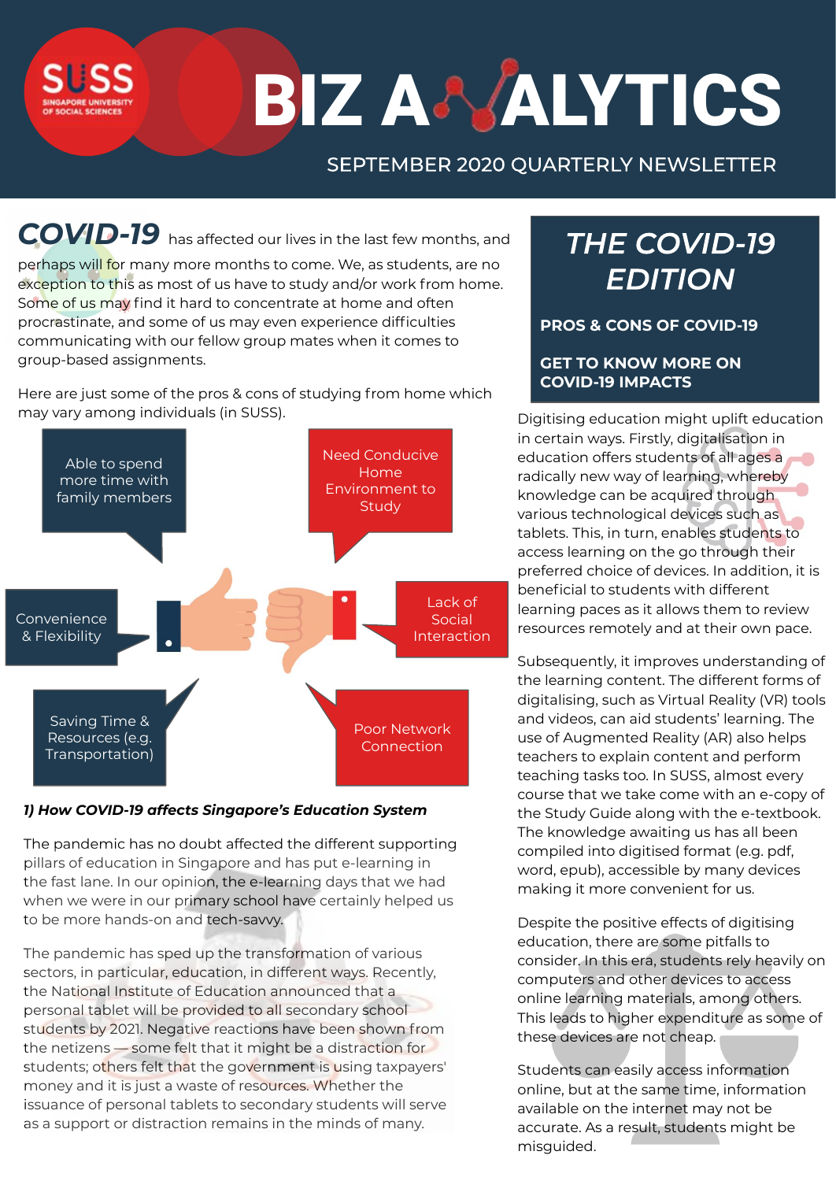# BIZ ANALYTICS

SEPTEMBER 2020 QUARTERLY NEWSLETTER

**COVID-19** has affected our lives in the last few months, and perhaps will for many more months to come. We, as students, are no exception to this as most of us have to study and/or work from home. Some of us may find it hard to concentrate at home and often procrastinate, and some of us may even experience difficulties communicating with our fellow group mates when it comes to group-based assignments.

Here are just some of the pros & cons of studying from home which may vary among individuals (in SUSS).

**Pros:**
- Able to spend more time with family members
- Convenience & Flexibility
- Saving Time & Resources (e.g. Transportation)

**Cons:**
- Need Conducive Home Environment to Study
- Lack of Social Interaction
- Poor Network Connection

### *1) How COVID-19 affects Singapore's Education System*

The pandemic has no doubt affected the different supporting pillars of education in Singapore and has put e-learning in the fast lane. In our opinion, the e-learning days that we had when we were in our primary school have certainly helped us to be more hands-on and tech-savvy.

The pandemic has sped up the transformation of various sectors, in particular, education, in different ways. Recently, the National Institute of Education announced that a personal tablet will be provided to all secondary school students by 2021. Negative reactions have been shown from the netizens — some felt that it might be a distraction for students; others felt that the government is using taxpayers' money and it is just a waste of resources. Whether the issuance of personal tablets to secondary students will serve as a support or distraction remains in the minds of many.

## *THE COVID-19 EDITION*

**PROS & CONS OF COVID-19**

**GET TO KNOW MORE ON COVID-19 IMPACTS**

Digitising education might uplift education in certain ways. Firstly, digitalisation in education offers students of all ages a radically new way of learning, whereby knowledge can be acquired through various technological devices such as tablets. This, in turn, enables students to access learning on the go through their preferred choice of devices. In addition, it is beneficial to students with different learning paces as it allows them to review resources remotely and at their own pace.

Subsequently, it improves understanding of the learning content. The different forms of digitalising, such as Virtual Reality (VR) tools and videos, can aid students' learning. The use of Augmented Reality (AR) also helps teachers to explain content and perform teaching tasks too. In SUSS, almost every course that we take come with an e-copy of the Study Guide along with the e-textbook. The knowledge awaiting us has all been compiled into digitised format (e.g. pdf, word, epub), accessible by many devices making it more convenient for us.

Despite the positive effects of digitising education, there are some pitfalls to consider. In this era, students rely heavily on computers and other devices to access online learning materials, among others. This leads to higher expenditure as some of these devices are not cheap.

Students can easily access information online, but at the same time, information available on the internet may not be accurate. As a result, students might be misguided.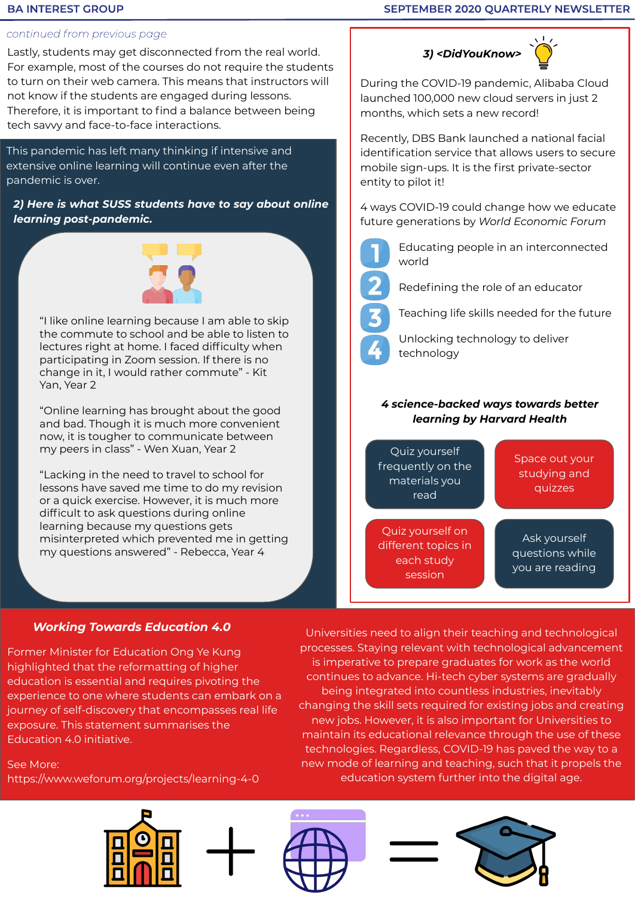*continued from previous page*

Lastly, students may get disconnected from the real world. For example, most of the courses do not require the students to turn on their web camera. This means that instructors will not know if the students are engaged during lessons. Therefore, it is important to find a balance between being tech savvy and face-to-face interactions.

This pandemic has left many thinking if intensive and extensive online learning will continue even after the pandemic is over.

### *2) Here is what SUSS students have to say about online learning post-pandemic.*

"I like online learning because I am able to skip the commute to school and be able to listen to lectures right at home. I faced difficulty when participating in Zoom session. If there is no change in it, I would rather commute" - Kit Yan, Year 2

"Online learning has brought about the good and bad. Though it is much more convenient now, it is tougher to communicate between my peers in class" - Wen Xuan, Year 2

"Lacking in the need to travel to school for lessons have saved me time to do my revision or a quick exercise. However, it is much more difficult to ask questions during online learning because my questions gets misinterpreted which prevented me in getting my questions answered" - Rebecca, Year 4

### *3) <DidYouKnow>*

During the COVID-19 pandemic, Alibaba Cloud launched 100,000 new cloud servers in just 2 months, which sets a new record!

Recently, DBS Bank launched a national facial identification service that allows users to secure mobile sign-ups. It is the first private-sector entity to pilot it!

4 ways COVID-19 could change how we educate future generations by *World Economic Forum*

1. Educating people in an interconnected world
2. Redefining the role of an educator
3. Teaching life skills needed for the future
4. Unlocking technology to deliver technology

**4 science-backed ways towards better learning by Harvard Health**

- Quiz yourself frequently on the materials you read
- Space out your studying and quizzes
- Quiz yourself on different topics in each study session
- Ask yourself questions while you are reading

### *Working Towards Education 4.0*

Former Minister for Education Ong Ye Kung highlighted that the reformatting of higher education is essential and requires pivoting the experience to one where students can embark on a journey of self-discovery that encompasses real life exposure. This statement summarises the Education 4.0 initiative.

See More:
https://www.weforum.org/projects/learning-4-0

Universities need to align their teaching and technological processes. Staying relevant with technological advancement is imperative to prepare graduates for work as the world continues to advance. Hi-tech cyber systems are gradually being integrated into countless industries, inevitably changing the skill sets required for existing jobs and creating new jobs. However, it is also important for Universities to maintain its educational relevance through the use of these technologies. Regardless, COVID-19 has paved the way to a new mode of learning and teaching, such that it propels the education system further into the digital age.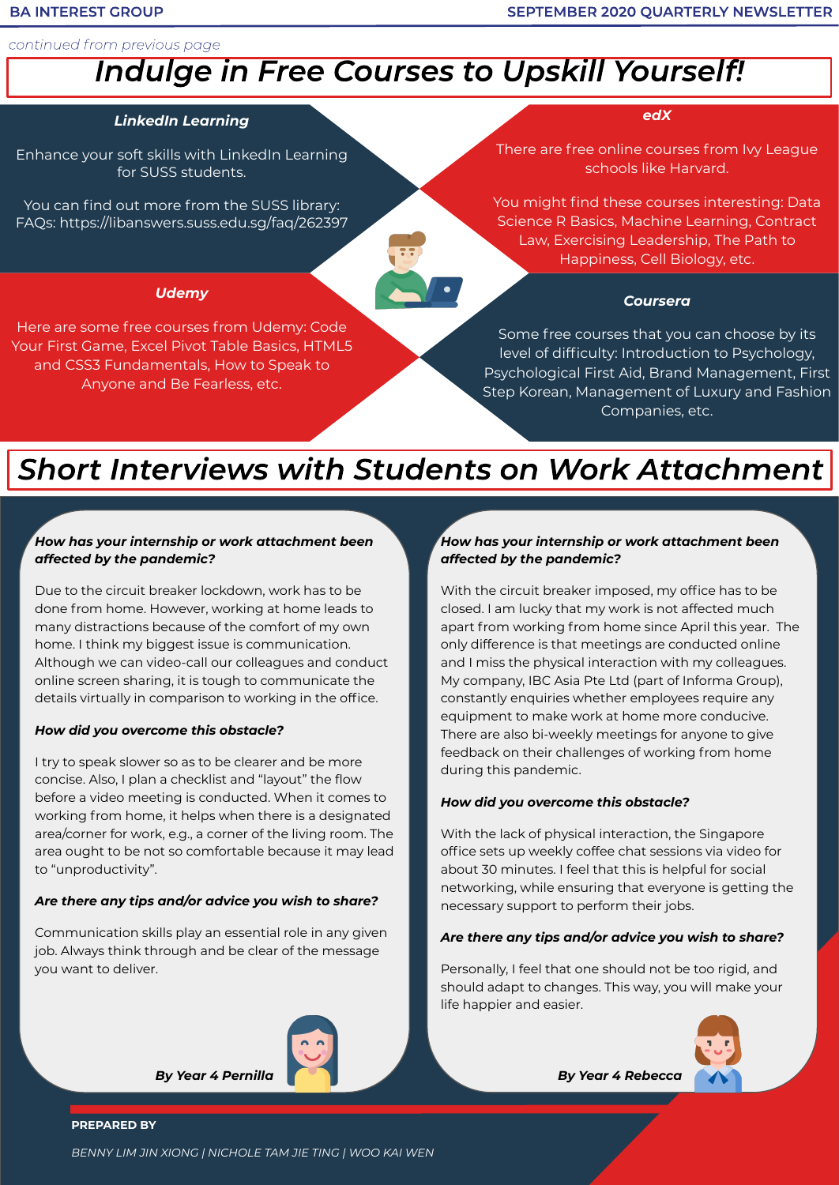*continued from previous page*

# *Indulge in Free Courses to Upskill Yourself!*

### *LinkedIn Learning*

Enhance your soft skills with LinkedIn Learning for SUSS students.

You can find out more from the SUSS library: FAQs: https://libanswers.suss.edu.sg/faq/262397

### *edX*

There are free online courses from Ivy League schools like Harvard.

You might find these courses interesting: Data Science R Basics, Machine Learning, Contract Law, Exercising Leadership, The Path to Happiness, Cell Biology, etc.

### *Udemy*

Here are some free courses from Udemy: Code Your First Game, Excel Pivot Table Basics, HTML5 and CSS3 Fundamentals, How to Speak to Anyone and Be Fearless, etc.

### *Coursera*

Some free courses that you can choose by its level of difficulty: Introduction to Psychology, Psychological First Aid, Brand Management, First Step Korean, Management of Luxury and Fashion Companies, etc.

# *Short Interviews with Students on Work Attachment*

***How has your internship or work attachment been affected by the pandemic?***

Due to the circuit breaker lockdown, work has to be done from home. However, working at home leads to many distractions because of the comfort of my own home. I think my biggest issue is communication. Although we can video-call our colleagues and conduct online screen sharing, it is tough to communicate the details virtually in comparison to working in the office.

***How did you overcome this obstacle?***

I try to speak slower so as to be clearer and be more concise. Also, I plan a checklist and "layout" the flow before a video meeting is conducted. When it comes to working from home, it helps when there is a designated area/corner for work, e.g., a corner of the living room. The area ought to be not so comfortable because it may lead to "unproductivity".

***Are there any tips and/or advice you wish to share?***

Communication skills play an essential role in any given job. Always think through and be clear of the message you want to deliver.

***By Year 4 Pernilla***

***How has your internship or work attachment been affected by the pandemic?***

With the circuit breaker imposed, my office has to be closed. I am lucky that my work is not affected much apart from working from home since April this year. The only difference is that meetings are conducted online and I miss the physical interaction with my colleagues. My company, IBC Asia Pte Ltd (part of Informa Group), constantly enquiries whether employees require any equipment to make work at home more conducive. There are also bi-weekly meetings for anyone to give feedback on their challenges of working from home during this pandemic.

***How did you overcome this obstacle?***

With the lack of physical interaction, the Singapore office sets up weekly coffee chat sessions via video for about 30 minutes. I feel that this is helpful for social networking, while ensuring that everyone is getting the necessary support to perform their jobs.

***Are there any tips and/or advice you wish to share?***

Personally, I feel that one should not be too rigid, and should adapt to changes. This way, you will make your life happier and easier.

***By Year 4 Rebecca***

**PREPARED BY**

*BENNY LIM JIN XIONG | NICHOLE TAM JIE TING | WOO KAI WEN*